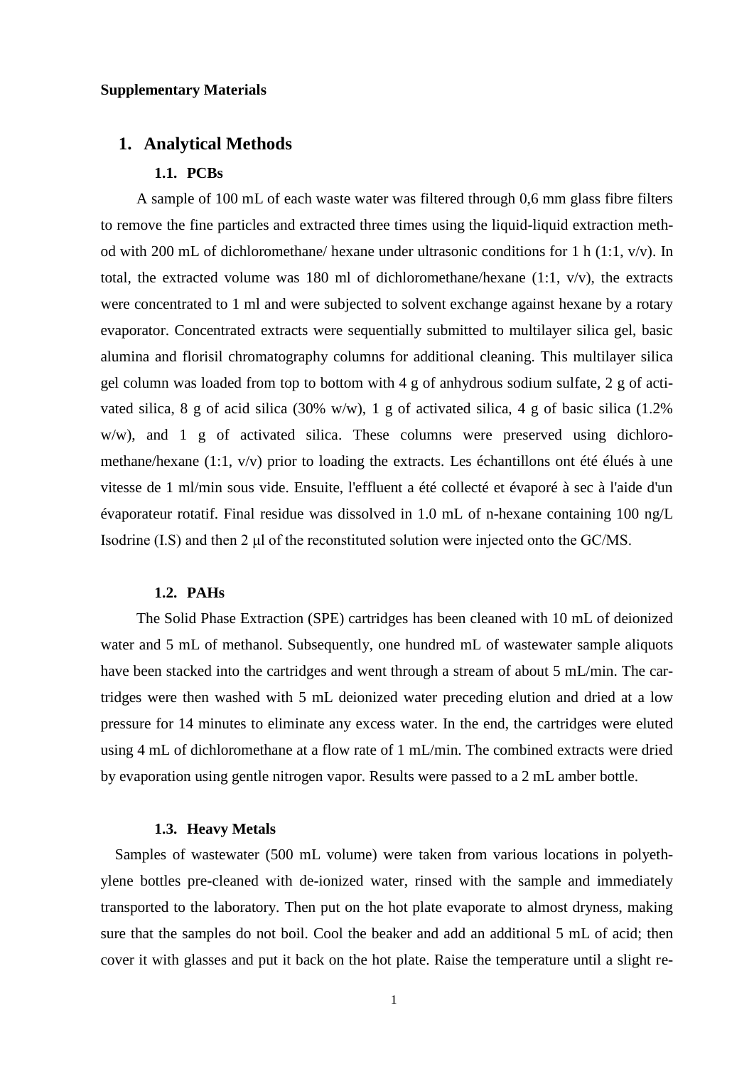**Supplementary Materials**

# 1. Analytical Methods

## 1.1. PCBs

A sample of 100 mL of each waste water was filtered through 0,6 mm glass fibre filters to remove the fine particles and extracted three times using the liquid-liquid extraction method with 200 mL of dichloromethane/ hexane under ultrasonic conditions for 1 h (1:1, v/v). In total, the extracted volume was 180 ml of dichloromethane/hexane (1:1, v/v), the extracts were concentrated to 1 ml and were subjected to solvent exchange against hexane by a rotary evaporator. Concentrated extracts were sequentially submitted to multilayer silica gel, basic alumina and florisil chromatography columns for additional cleaning. This multilayer silica gel column was loaded from top to bottom with 4 g of anhydrous sodium sulfate, 2 g of activated silica, 8 g of acid silica (30% w/w), 1 g of activated silica, 4 g of basic silica (1.2% w/w), and 1 g of activated silica. These columns were preserved using dichloromethane/hexane (1:1, v/v) prior to loading the extracts. Les échantillons ont été élués à une vitesse de 1 ml/min sous vide. Ensuite, l'effluent a été collecté et évaporé à sec à l'aide d'un évaporateur rotatif. Final residue was dissolved in 1.0 mL of n-hexane containing 100 ng/L Isodrine (I.S) and then 2 μl of the reconstituted solution were injected onto the GC/MS.

## 1.2. PAHs

The Solid Phase Extraction (SPE) cartridges has been cleaned with 10 mL of deionized water and 5 mL of methanol. Subsequently, one hundred mL of wastewater sample aliquots have been stacked into the cartridges and went through a stream of about 5 mL/min. The cartridges were then washed with 5 mL deionized water preceding elution and dried at a low pressure for 14 minutes to eliminate any excess water. In the end, the cartridges were eluted using 4 mL of dichloromethane at a flow rate of 1 mL/min. The combined extracts were dried by evaporation using gentle nitrogen vapor. Results were passed to a 2 mL amber bottle.

## 1.3. Heavy Metals

Samples of wastewater (500 mL volume) were taken from various locations in polyethylene bottles pre-cleaned with de-ionized water, rinsed with the sample and immediately transported to the laboratory. Then put on the hot plate evaporate to almost dryness, making sure that the samples do not boil. Cool the beaker and add an additional 5 mL of acid; then cover it with glasses and put it back on the hot plate. Raise the temperature until a slight re-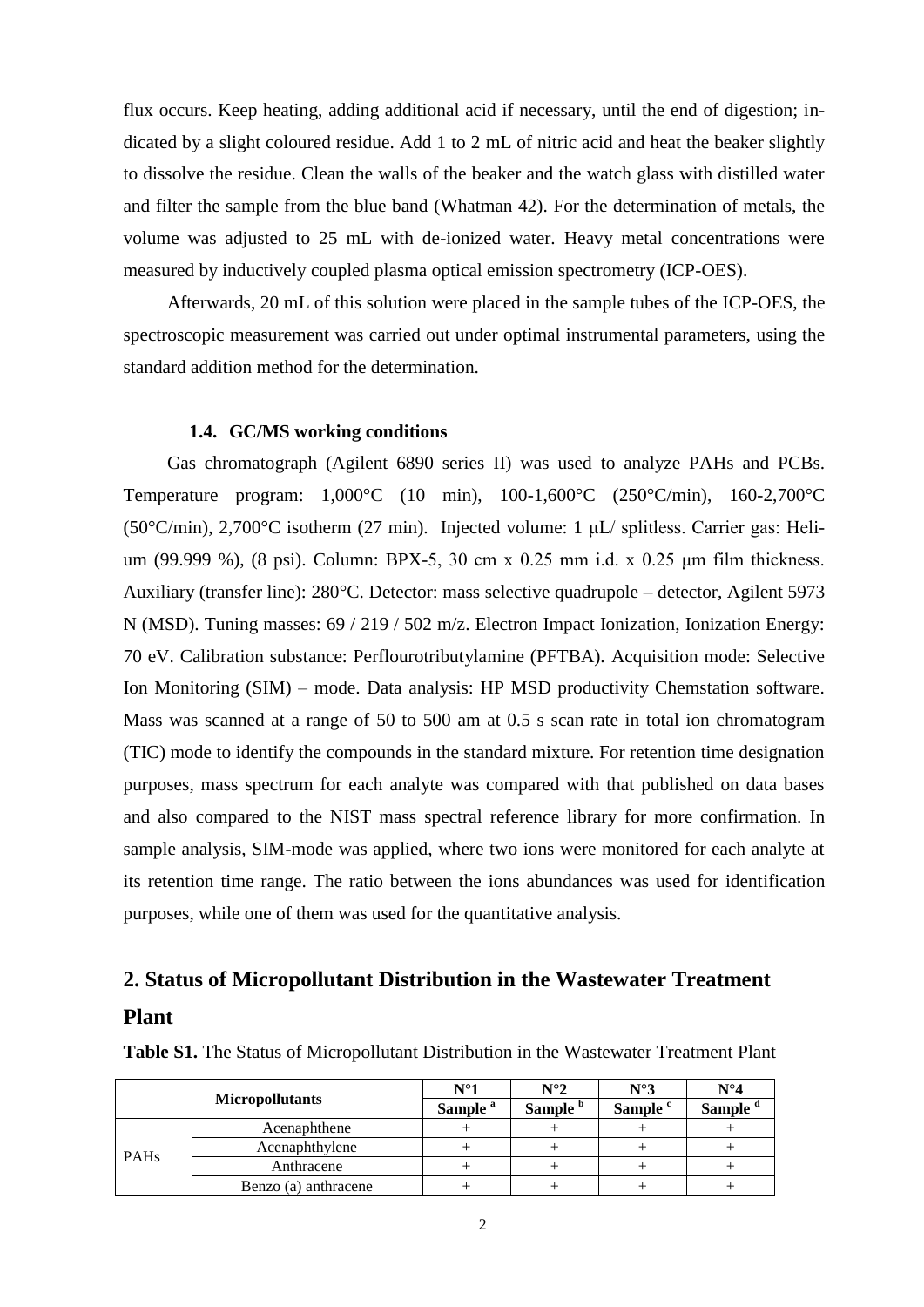flux occurs. Keep heating, adding additional acid if necessary, until the end of digestion; indicated by a slight coloured residue. Add 1 to 2 mL of nitric acid and heat the beaker slightly to dissolve the residue. Clean the walls of the beaker and the watch glass with distilled water and filter the sample from the blue band (Whatman 42). For the determination of metals, the volume was adjusted to 25 mL with de-ionized water. Heavy metal concentrations were measured by inductively coupled plasma optical emission spectrometry (ICP-OES).

Afterwards, 20 mL of this solution were placed in the sample tubes of the ICP-OES, the spectroscopic measurement was carried out under optimal instrumental parameters, using the standard addition method for the determination.

### 1.4. GC/MS working conditions

Gas chromatograph (Agilent 6890 series II) was used to analyze PAHs and PCBs. Temperature program: 1,000°C (10 min), 100-1,600°C (250°C/min), 160-2,700°C (50°C/min), 2,700°C isotherm (27 min). Injected volume: 1 μL/ splitless. Carrier gas: Helium (99.999 %), (8 psi). Column: BPX-5, 30 cm x 0.25 mm i.d. x 0.25 μm film thickness. Auxiliary (transfer line): 280°C. Detector: mass selective quadrupole – detector, Agilent 5973 N (MSD). Tuning masses: 69 / 219 / 502 m/z. Electron Impact Ionization, Ionization Energy: 70 eV. Calibration substance: Perflourotributylamine (PFTBA). Acquisition mode: Selective Ion Monitoring (SIM) – mode. Data analysis: HP MSD productivity Chemstation software. Mass was scanned at a range of 50 to 500 am at 0.5 s scan rate in total ion chromatogram (TIC) mode to identify the compounds in the standard mixture. For retention time designation purposes, mass spectrum for each analyte was compared with that published on data bases and also compared to the NIST mass spectral reference library for more confirmation. In sample analysis, SIM-mode was applied, where two ions were monitored for each analyte at its retention time range. The ratio between the ions abundances was used for identification purposes, while one of them was used for the quantitative analysis.

## 2. Status of Micropollutant Distribution in the Wastewater Treatment Plant

**Table S1.** The Status of Micropollutant Distribution in the Wastewater Treatment Plant

| Micropollutants | | N°1 | N°2 | N°3 | N°4 |
|---|---|---|---|---|---|
| | | Sample [a] | Sample [b] | Sample [c] | Sample [d] |
| PAHs | Acenaphthene | + | + | + | + |
| | Acenaphthylene | + | + | + | + |
| | Anthracene | + | + | + | + |
| | Benzo (a) anthracene | + | + | + | + |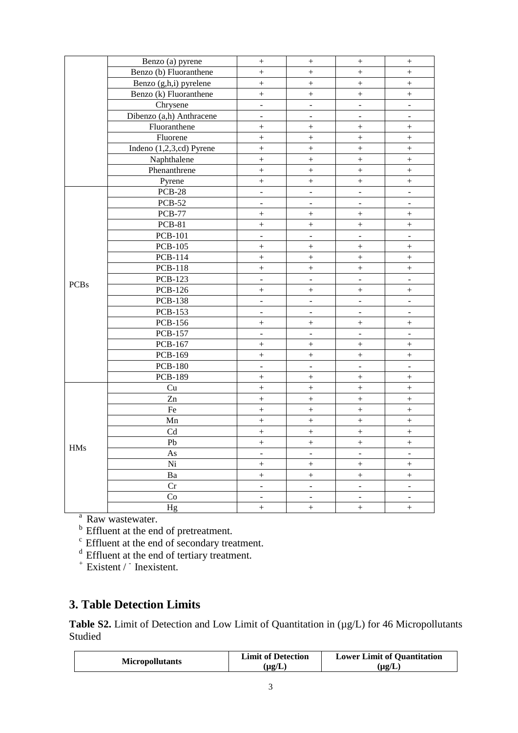| | Benzo (a) pyrene | + | + | + | + |
|---|---|---|---|---|---|
| | Benzo (b) Fluoranthene | + | + | + | + |
| | Benzo (g,h,i) pyrelene | + | + | + | + |
| | Benzo (k) Fluoranthene | + | + | + | + |
| | Chrysene | - | - | - | - |
| | Dibenzo (a,h) Anthracene | - | - | - | - |
| | Fluoranthene | + | + | + | + |
| | Fluorene | + | + | + | + |
| | Indeno (1,2,3,cd) Pyrene | + | + | + | + |
| | Naphthalene | + | + | + | + |
| | Phenanthrene | + | + | + | + |
| | Pyrene | + | + | + | + |
| PCBs | PCB-28 | - | - | - | - |
| | PCB-52 | - | - | - | - |
| | PCB-77 | + | + | + | + |
| | PCB-81 | + | + | + | + |
| | PCB-101 | - | - | - | - |
| | PCB-105 | + | + | + | + |
| | PCB-114 | + | + | + | + |
| | PCB-118 | + | + | + | + |
| | PCB-123 | - | - | - | - |
| | PCB-126 | + | + | + | + |
| | PCB-138 | - | - | - | - |
| | PCB-153 | - | - | - | - |
| | PCB-156 | + | + | + | + |
| | PCB-157 | - | - | - | - |
| | PCB-167 | + | + | + | + |
| | PCB-169 | + | + | + | + |
| | PCB-180 | - | - | - | - |
| | PCB-189 | + | + | + | + |
| HMs | Cu | + | + | + | + |
| | Zn | + | + | + | + |
| | Fe | + | + | + | + |
| | Mn | + | + | + | + |
| | Cd | + | + | + | + |
| | Pb | + | + | + | + |
| | As | - | - | - | - |
| | Ni | + | + | + | + |
| | Ba | + | + | + | + |
| | Cr | - | - | - | - |
| | Co | - | - | - | - |
| | Hg | + | + | + | + |

[a] Raw wastewater.

[b] Effluent at the end of pretreatment.

[c] Effluent at the end of secondary treatment.

[d] Effluent at the end of tertiary treatment.

[+] Existent / [-] Inexistent.

## 3. Table Detection Limits

**Table S2.** Limit of Detection and Low Limit of Quantitation in (μg/L) for 46 Micropollutants Studied

| Micropollutants | Limit of Detection (μg/L) | Lower Limit of Quantitation (μg/L) |
|---|---|---|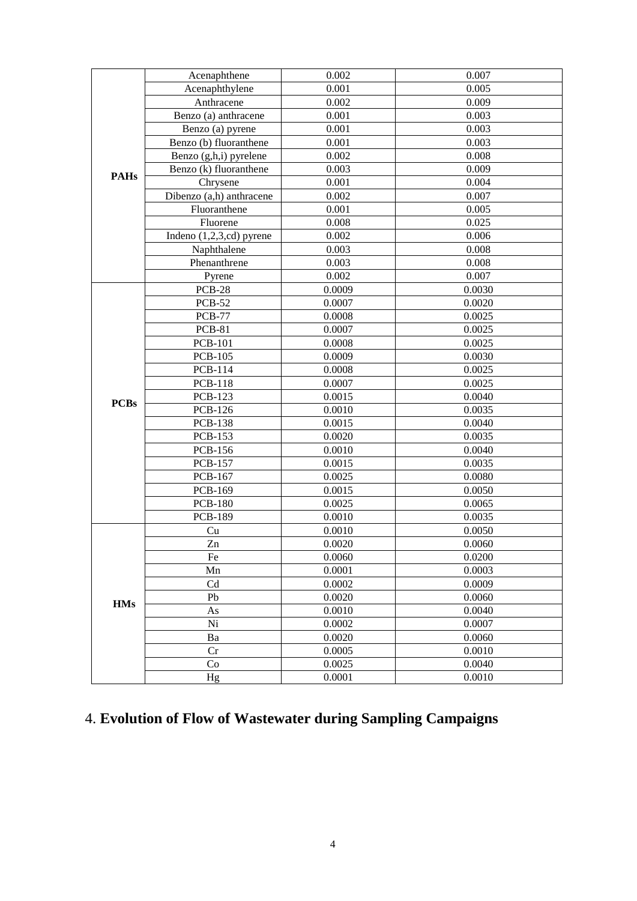| | | | |
|---|---|---|---|
| **PAHs** | Acenaphthene | 0.002 | 0.007 |
| | Acenaphthylene | 0.001 | 0.005 |
| | Anthracene | 0.002 | 0.009 |
| | Benzo (a) anthracene | 0.001 | 0.003 |
| | Benzo (a) pyrene | 0.001 | 0.003 |
| | Benzo (b) fluoranthene | 0.001 | 0.003 |
| | Benzo (g,h,i) pyrelene | 0.002 | 0.008 |
| | Benzo (k) fluoranthene | 0.003 | 0.009 |
| | Chrysene | 0.001 | 0.004 |
| | Dibenzo (a,h) anthracene | 0.002 | 0.007 |
| | Fluoranthene | 0.001 | 0.005 |
| | Fluorene | 0.008 | 0.025 |
| | Indeno (1,2,3,cd) pyrene | 0.002 | 0.006 |
| | Naphthalene | 0.003 | 0.008 |
| | Phenanthrene | 0.003 | 0.008 |
| | Pyrene | 0.002 | 0.007 |
| **PCBs** | PCB-28 | 0.0009 | 0.0030 |
| | PCB-52 | 0.0007 | 0.0020 |
| | PCB-77 | 0.0008 | 0.0025 |
| | PCB-81 | 0.0007 | 0.0025 |
| | PCB-101 | 0.0008 | 0.0025 |
| | PCB-105 | 0.0009 | 0.0030 |
| | PCB-114 | 0.0008 | 0.0025 |
| | PCB-118 | 0.0007 | 0.0025 |
| | PCB-123 | 0.0015 | 0.0040 |
| | PCB-126 | 0.0010 | 0.0035 |
| | PCB-138 | 0.0015 | 0.0040 |
| | PCB-153 | 0.0020 | 0.0035 |
| | PCB-156 | 0.0010 | 0.0040 |
| | PCB-157 | 0.0015 | 0.0035 |
| | PCB-167 | 0.0025 | 0.0080 |
| | PCB-169 | 0.0015 | 0.0050 |
| | PCB-180 | 0.0025 | 0.0065 |
| | PCB-189 | 0.0010 | 0.0035 |
| **HMs** | Cu | 0.0010 | 0.0050 |
| | Zn | 0.0020 | 0.0060 |
| | Fe | 0.0060 | 0.0200 |
| | Mn | 0.0001 | 0.0003 |
| | Cd | 0.0002 | 0.0009 |
| | Pb | 0.0020 | 0.0060 |
| | As | 0.0010 | 0.0040 |
| | Ni | 0.0002 | 0.0007 |
| | Ba | 0.0020 | 0.0060 |
| | Cr | 0.0005 | 0.0010 |
| | Co | 0.0025 | 0.0040 |
| | Hg | 0.0001 | 0.0010 |

## 4. **Evolution of Flow of Wastewater during Sampling Campaigns**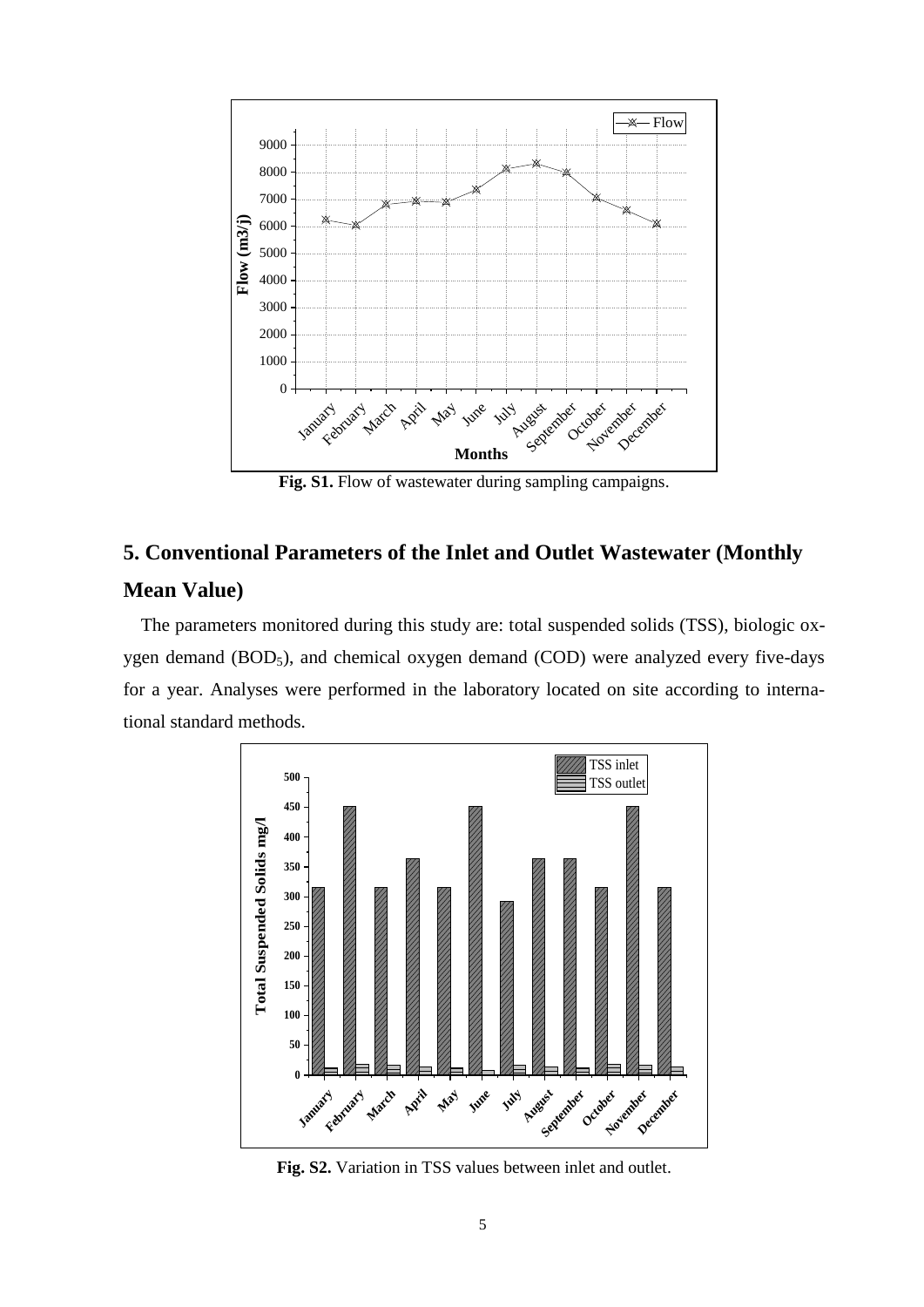Fig. S1. Flow of wastewater during sampling campaigns.

## 5. Conventional Parameters of the Inlet and Outlet Wastewater (Monthly Mean Value)

The parameters monitored during this study are: total suspended solids (TSS), biologic oxygen demand ($BOD_5$), and chemical oxygen demand (COD) were analyzed every five-days for a year. Analyses were performed in the laboratory located on site according to international standard methods.

Fig. S2. Variation in TSS values between inlet and outlet.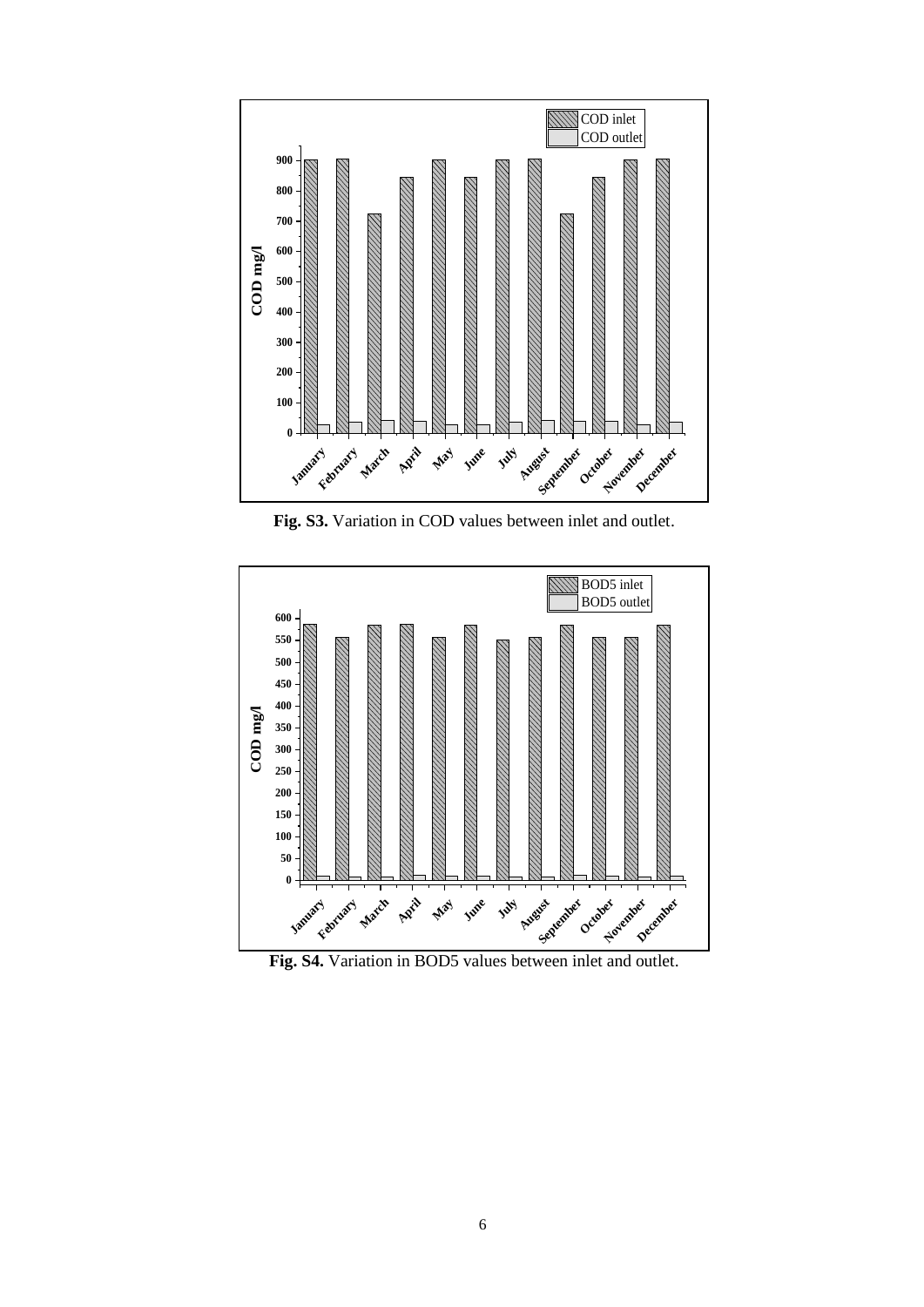**Fig. S3.** Variation in COD values between inlet and outlet.

**Fig. S4.** Variation in BOD5 values between inlet and outlet.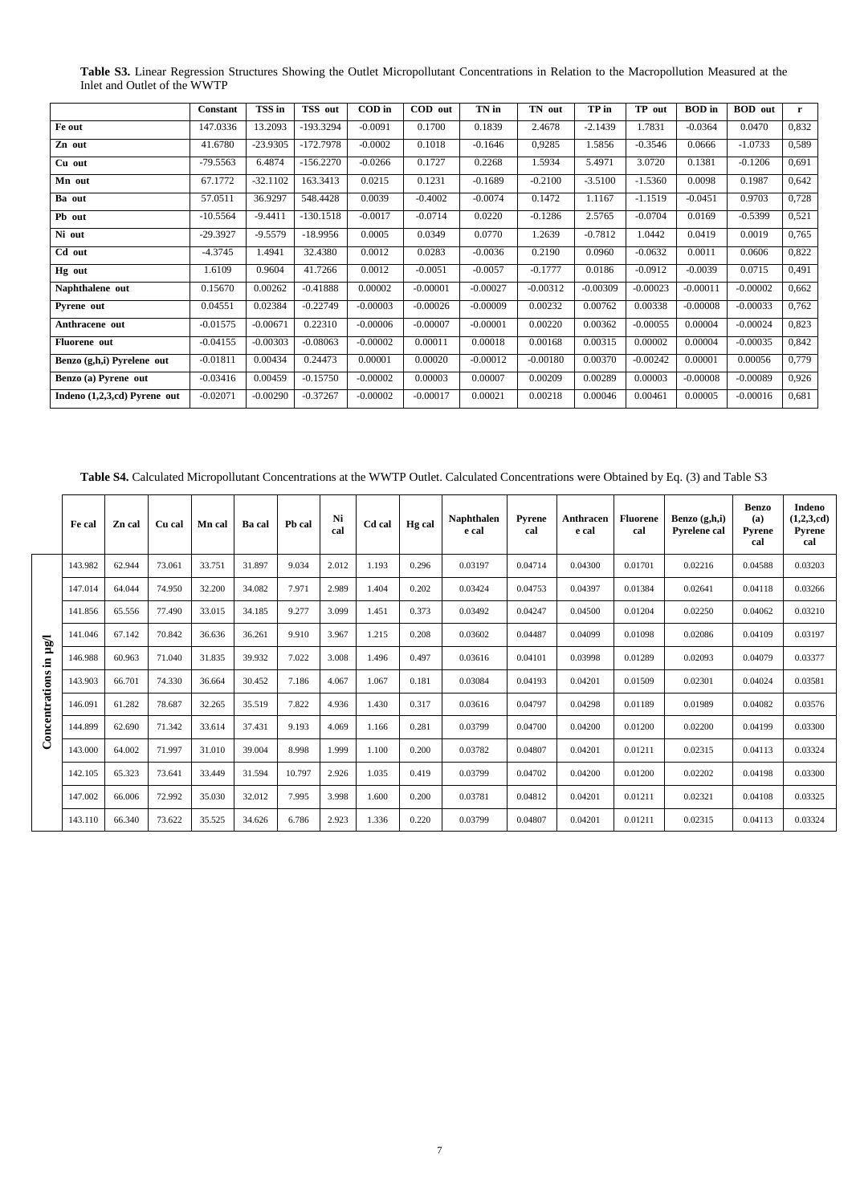**Table S3.** Linear Regression Structures Showing the Outlet Micropollutant Concentrations in Relation to the Macropollution Measured at the Inlet and Outlet of the WWTP

| | Constant | TSS in | TSS out | COD in | COD out | TN in | TN out | TP in | TP out | BOD in | BOD out | r |
|---|---|---|---|---|---|---|---|---|---|---|---|---|
| **Fe out** | 147.0336 | 13.2093 | -193.3294 | -0.0091 | 0.1700 | 0.1839 | 2.4678 | -2.1439 | 1.7831 | -0.0364 | 0.0470 | 0,832 |
| **Zn out** | 41.6780 | -23.9305 | -172.7978 | -0.0002 | 0.1018 | -0.1646 | 0,9285 | 1.5856 | -0.3546 | 0.0666 | -1.0733 | 0,589 |
| **Cu out** | -79.5563 | 6.4874 | -156.2270 | -0.0266 | 0.1727 | 0.2268 | 1.5934 | 5.4971 | 3.0720 | 0.1381 | -0.1206 | 0,691 |
| **Mn out** | 67.1772 | -32.1102 | 163.3413 | 0.0215 | 0.1231 | -0.1689 | -0.2100 | -3.5100 | -1.5360 | 0.0098 | 0.1987 | 0,642 |
| **Ba out** | 57.0511 | 36.9297 | 548.4428 | 0.0039 | -0.4002 | -0.0074 | 0.1472 | 1.1167 | -1.1519 | -0.0451 | 0.9703 | 0,728 |
| **Pb out** | -10.5564 | -9.4411 | -130.1518 | -0.0017 | -0.0714 | 0.0220 | -0.1286 | 2.5765 | -0.0704 | 0.0169 | -0.5399 | 0,521 |
| **Ni out** | -29.3927 | -9.5579 | -18.9956 | 0.0005 | 0.0349 | 0.0770 | 1.2639 | -0.7812 | 1.0442 | 0.0419 | 0.0019 | 0,765 |
| **Cd out** | -4.3745 | 1.4941 | 32.4380 | 0.0012 | 0.0283 | -0.0036 | 0.2190 | 0.0960 | -0.0632 | 0.0011 | 0.0606 | 0,822 |
| **Hg out** | 1.6109 | 0.9604 | 41.7266 | 0.0012 | -0.0051 | -0.0057 | -0.1777 | 0.0186 | -0.0912 | -0.0039 | 0.0715 | 0,491 |
| **Naphthalene out** | 0.15670 | 0.00262 | -0.41888 | 0.00002 | -0.00001 | -0.00027 | -0.00312 | -0.00309 | -0.00023 | -0.00011 | -0.00002 | 0,662 |
| **Pyrene out** | 0.04551 | 0.02384 | -0.22749 | -0.00003 | -0.00026 | -0.00009 | 0.00232 | 0.00762 | 0.00338 | -0.00008 | -0.00033 | 0,762 |
| **Anthracene out** | -0.01575 | -0.00671 | 0.22310 | -0.00006 | -0.00007 | -0.00001 | 0.00220 | 0.00362 | -0.00055 | 0.00004 | -0.00024 | 0,823 |
| **Fluorene out** | -0.04155 | -0.00303 | -0.08063 | -0.00002 | 0.00011 | 0.00018 | 0.00168 | 0.00315 | 0.00002 | 0.00004 | -0.00035 | 0,842 |
| **Benzo (g,h,i) Pyrelene out** | -0.01811 | 0.00434 | 0.24473 | 0.00001 | 0.00020 | -0.00012 | -0.00180 | 0.00370 | -0.00242 | 0.00001 | 0.00056 | 0,779 |
| **Benzo (a) Pyrene out** | -0.03416 | 0.00459 | -0.15750 | -0.00002 | 0.00003 | 0.00007 | 0.00209 | 0.00289 | 0.00003 | -0.00008 | -0.00089 | 0,926 |
| **Indeno (1,2,3,cd) Pyrene out** | -0.02071 | -0.00290 | -0.37267 | -0.00002 | -0.00017 | 0.00021 | 0.00218 | 0.00046 | 0.00461 | 0.00005 | -0.00016 | 0,681 |

**Table S4.** Calculated Micropollutant Concentrations at the WWTP Outlet. Calculated Concentrations were Obtained by Eq. (3) and Table S3

| | Fe cal | Zn cal | Cu cal | Mn cal | Ba cal | Pb cal | Ni cal | Cd cal | Hg cal | Naphthalene cal | Pyrene cal | Anthracene cal | Fluorene cal | Benzo (g,h,i) Pyrelene cal | Benzo (a) Pyrene cal | Indeno (1,2,3,cd) Pyrene cal |
|---|---|---|---|---|---|---|---|---|---|---|---|---|---|---|---|---|
| **Concentrations in µg/l** | 143.982 | 62.944 | 73.061 | 33.751 | 31.897 | 9.034 | 2.012 | 1.193 | 0.296 | 0.03197 | 0.04714 | 0.04300 | 0.01701 | 0.02216 | 0.04588 | 0.03203 |
| | 147.014 | 64.044 | 74.950 | 32.200 | 34.082 | 7.971 | 2.989 | 1.404 | 0.202 | 0.03424 | 0.04753 | 0.04397 | 0.01384 | 0.02641 | 0.04118 | 0.03266 |
| | 141.856 | 65.556 | 77.490 | 33.015 | 34.185 | 9.277 | 3.099 | 1.451 | 0.373 | 0.03492 | 0.04247 | 0.04500 | 0.01204 | 0.02250 | 0.04062 | 0.03210 |
| | 141.046 | 67.142 | 70.842 | 36.636 | 36.261 | 9.910 | 3.967 | 1.215 | 0.208 | 0.03602 | 0.04487 | 0.04099 | 0.01098 | 0.02086 | 0.04109 | 0.03197 |
| | 146.988 | 60.963 | 71.040 | 31.835 | 39.932 | 7.022 | 3.008 | 1.496 | 0.497 | 0.03616 | 0.04101 | 0.03998 | 0.01289 | 0.02093 | 0.04079 | 0.03377 |
| | 143.903 | 66.701 | 74.330 | 36.664 | 30.452 | 7.186 | 4.067 | 1.067 | 0.181 | 0.03084 | 0.04193 | 0.04201 | 0.01509 | 0.02301 | 0.04024 | 0.03581 |
| | 146.091 | 61.282 | 78.687 | 32.265 | 35.519 | 7.822 | 4.936 | 1.430 | 0.317 | 0.03616 | 0.04797 | 0.04298 | 0.01189 | 0.01989 | 0.04082 | 0.03576 |
| | 144.899 | 62.690 | 71.342 | 33.614 | 37.431 | 9.193 | 4.069 | 1.166 | 0.281 | 0.03799 | 0.04700 | 0.04200 | 0.01200 | 0.02200 | 0.04199 | 0.03300 |
| | 143.000 | 64.002 | 71.997 | 31.010 | 39.004 | 8.998 | 1.999 | 1.100 | 0.200 | 0.03782 | 0.04807 | 0.04201 | 0.01211 | 0.02315 | 0.04113 | 0.03324 |
| | 142.105 | 65.323 | 73.641 | 33.449 | 31.594 | 10.797 | 2.926 | 1.035 | 0.419 | 0.03799 | 0.04702 | 0.04200 | 0.01200 | 0.02202 | 0.04198 | 0.03300 |
| | 147.002 | 66.006 | 72.992 | 35.030 | 32.012 | 7.995 | 3.998 | 1.600 | 0.200 | 0.03781 | 0.04812 | 0.04201 | 0.01211 | 0.02321 | 0.04108 | 0.03325 |
| | 143.110 | 66.340 | 73.622 | 35.525 | 34.626 | 6.786 | 2.923 | 1.336 | 0.220 | 0.03799 | 0.04807 | 0.04201 | 0.01211 | 0.02315 | 0.04113 | 0.03324 |